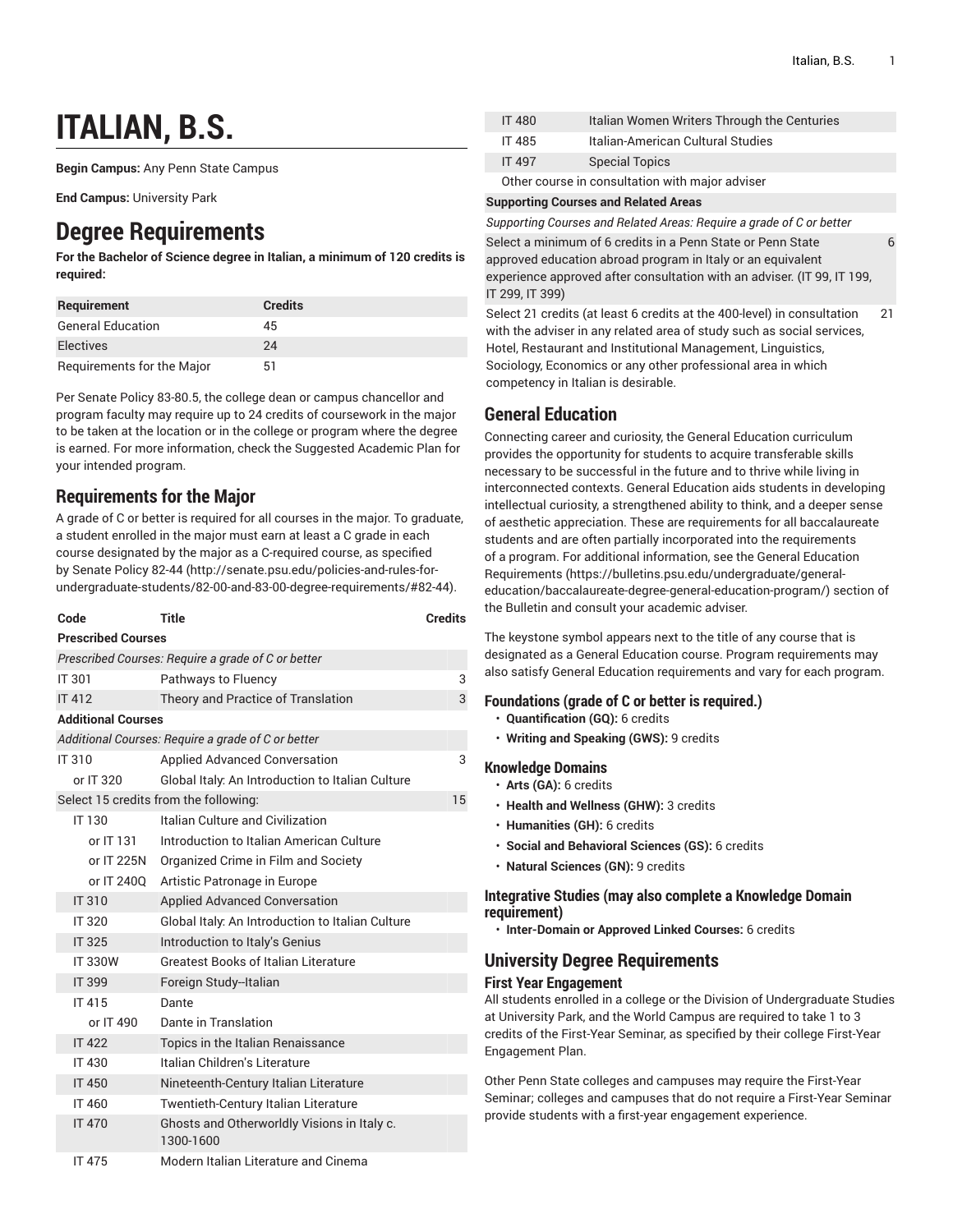# ITALIAN, B.S.

**Begin Campus:** Any Penn State Campus

**End Campus:** University Park

## Degree Requirements

**For the Bachelor of Science degree in Italian, a minimum of 120 credits is required:**

| Requirement | Credits |
| --- | --- |
| General Education | 45 |
| Electives | 24 |
| Requirements for the Major | 51 |

Per Senate Policy 83-80.5, the college dean or campus chancellor and program faculty may require up to 24 credits of coursework in the major to be taken at the location or in the college or program where the degree is earned. For more information, check the Suggested Academic Plan for your intended program.

## Requirements for the Major

A grade of C or better is required for all courses in the major. To graduate, a student enrolled in the major must earn at least a C grade in each course designated by the major as a C-required course, as specified by Senate Policy 82-44 (http://senate.psu.edu/policies-and-rules-for-undergraduate-students/82-00-and-83-00-degree-requirements/#82-44).

| Code | Title | Credits |
| --- | --- | --- |
| **Prescribed Courses** | | |
| *Prescribed Courses: Require a grade of C or better* | | |
| IT 301 | Pathways to Fluency | 3 |
| IT 412 | Theory and Practice of Translation | 3 |
| **Additional Courses** | | |
| *Additional Courses: Require a grade of C or better* | | |
| IT 310 | Applied Advanced Conversation | 3 |
| or IT 320 | Global Italy: An Introduction to Italian Culture | |
| Select 15 credits from the following: | | 15 |
| IT 130 | Italian Culture and Civilization | |
| or IT 131 | Introduction to Italian American Culture | |
| or IT 225N | Organized Crime in Film and Society | |
| or IT 240Q | Artistic Patronage in Europe | |
| IT 310 | Applied Advanced Conversation | |
| IT 320 | Global Italy: An Introduction to Italian Culture | |
| IT 325 | Introduction to Italy's Genius | |
| IT 330W | Greatest Books of Italian Literature | |
| IT 399 | Foreign Study--Italian | |
| IT 415 | Dante | |
| or IT 490 | Dante in Translation | |
| IT 422 | Topics in the Italian Renaissance | |
| IT 430 | Italian Children's Literature | |
| IT 450 | Nineteenth-Century Italian Literature | |
| IT 460 | Twentieth-Century Italian Literature | |
| IT 470 | Ghosts and Otherworldly Visions in Italy c. 1300-1600 | |
| IT 475 | Modern Italian Literature and Cinema | |
| IT 480 | Italian Women Writers Through the Centuries | |
| IT 485 | Italian-American Cultural Studies | |
| IT 497 | Special Topics | |
| Other course in consultation with major adviser | | |
| **Supporting Courses and Related Areas** | | |
| *Supporting Courses and Related Areas: Require a grade of C or better* | | |
| Select a minimum of 6 credits in a Penn State or Penn State approved education abroad program in Italy or an equivalent experience approved after consultation with an adviser. (IT 99, IT 199, IT 299, IT 399) | | 6 |
| Select 21 credits (at least 6 credits at the 400-level) in consultation with the adviser in any related area of study such as social services, Hotel, Restaurant and Institutional Management, Linguistics, Sociology, Economics or any other professional area in which competency in Italian is desirable. | | 21 |

## General Education

Connecting career and curiosity, the General Education curriculum provides the opportunity for students to acquire transferable skills necessary to be successful in the future and to thrive while living in interconnected contexts. General Education aids students in developing intellectual curiosity, a strengthened ability to think, and a deeper sense of aesthetic appreciation. These are requirements for all baccalaureate students and are often partially incorporated into the requirements of a program. For additional information, see the General Education Requirements (https://bulletins.psu.edu/undergraduate/general-education/baccalaureate-degree-general-education-program/) section of the Bulletin and consult your academic adviser.

The keystone symbol appears next to the title of any course that is designated as a General Education course. Program requirements may also satisfy General Education requirements and vary for each program.

### Foundations (grade of C or better is required.)

- **Quantification (GQ):** 6 credits
- **Writing and Speaking (GWS):** 9 credits

### Knowledge Domains

- **Arts (GA):** 6 credits
- **Health and Wellness (GHW):** 3 credits
- **Humanities (GH):** 6 credits
- **Social and Behavioral Sciences (GS):** 6 credits
- **Natural Sciences (GN):** 9 credits

### Integrative Studies (may also complete a Knowledge Domain requirement)

- **Inter-Domain or Approved Linked Courses:** 6 credits

## University Degree Requirements

### First Year Engagement

All students enrolled in a college or the Division of Undergraduate Studies at University Park, and the World Campus are required to take 1 to 3 credits of the First-Year Seminar, as specified by their college First-Year Engagement Plan.

Other Penn State colleges and campuses may require the First-Year Seminar; colleges and campuses that do not require a First-Year Seminar provide students with a first-year engagement experience.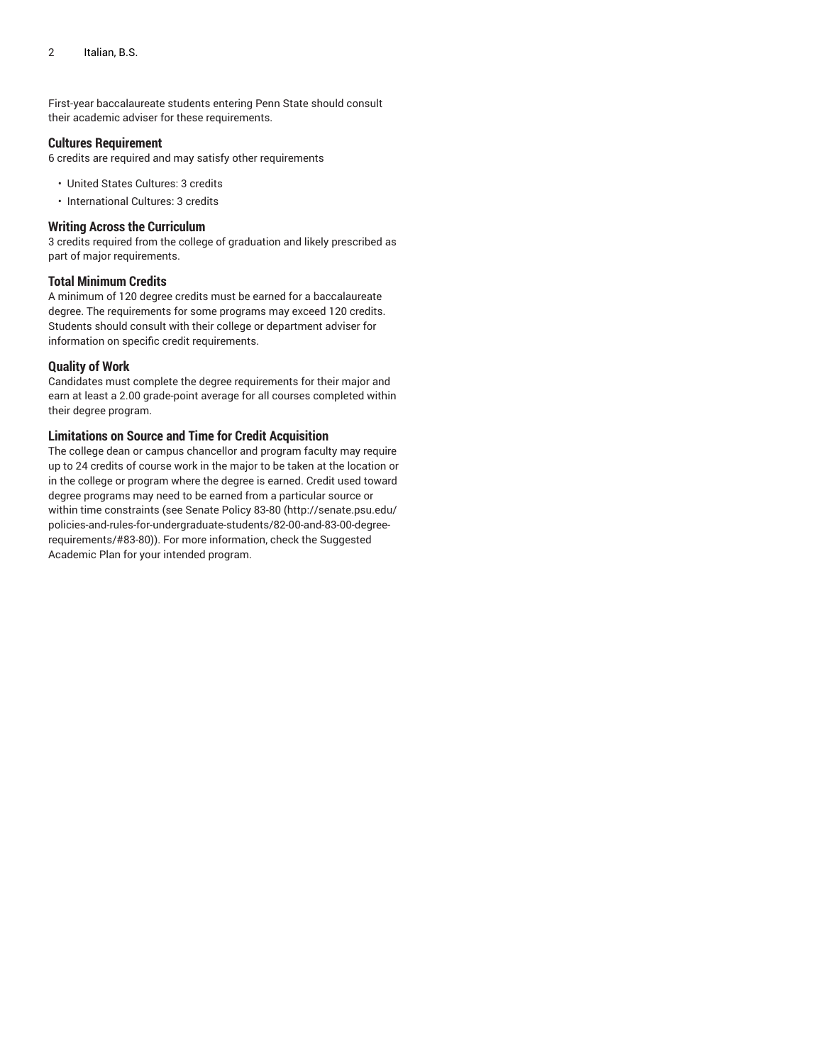First-year baccalaureate students entering Penn State should consult their academic adviser for these requirements.

### Cultures Requirement

6 credits are required and may satisfy other requirements

- United States Cultures: 3 credits
- International Cultures: 3 credits

### Writing Across the Curriculum

3 credits required from the college of graduation and likely prescribed as part of major requirements.

### Total Minimum Credits

A minimum of 120 degree credits must be earned for a baccalaureate degree. The requirements for some programs may exceed 120 credits. Students should consult with their college or department adviser for information on specific credit requirements.

### Quality of Work

Candidates must complete the degree requirements for their major and earn at least a 2.00 grade-point average for all courses completed within their degree program.

### Limitations on Source and Time for Credit Acquisition

The college dean or campus chancellor and program faculty may require up to 24 credits of course work in the major to be taken at the location or in the college or program where the degree is earned. Credit used toward degree programs may need to be earned from a particular source or within time constraints (see Senate Policy 83-80 (http://senate.psu.edu/policies-and-rules-for-undergraduate-students/82-00-and-83-00-degree-requirements/#83-80)). For more information, check the Suggested Academic Plan for your intended program.